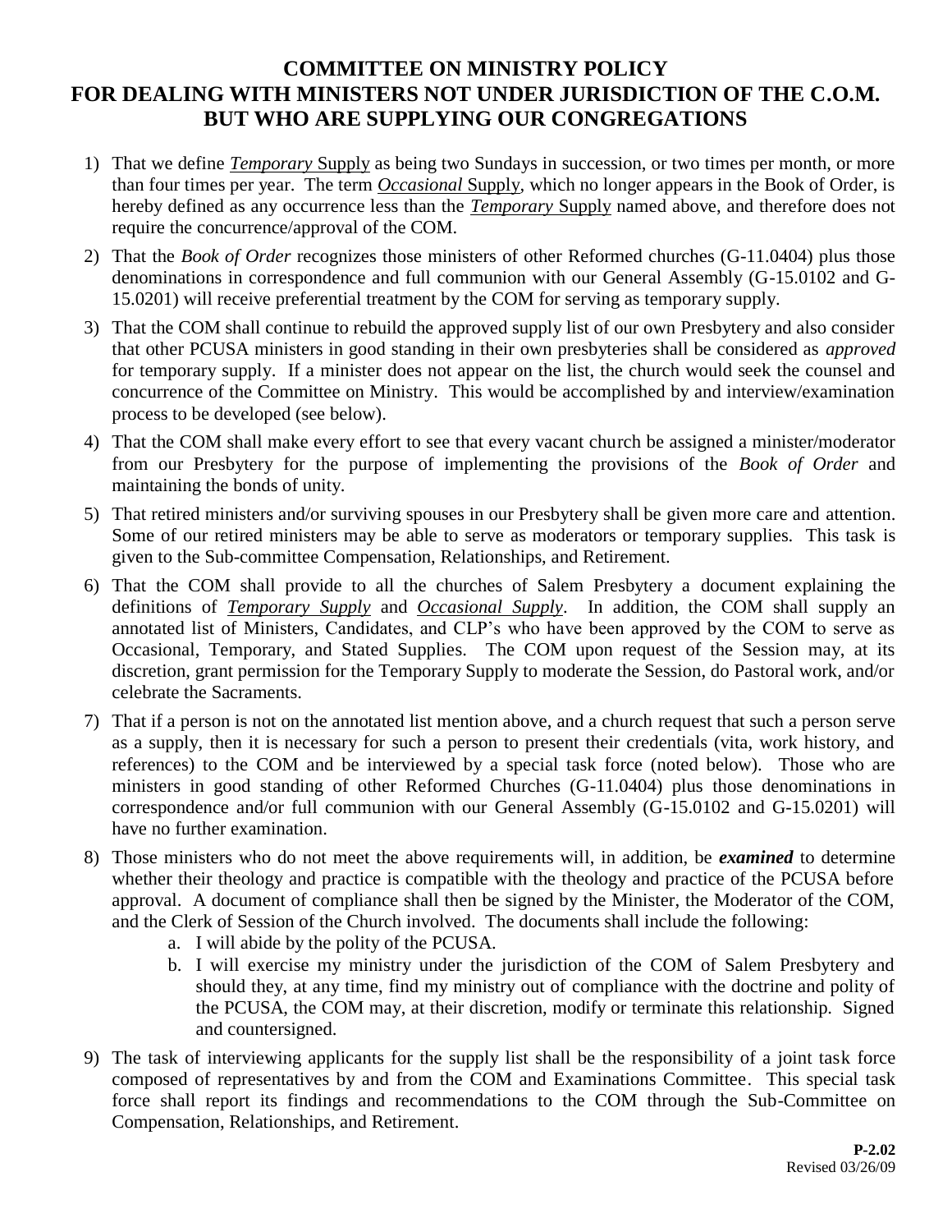# COMMITTEE ON MINISTRY POLICY FOR DEALING WITH MINISTERS NOT UNDER JURISDICTION OF THE C.O.M. BUT WHO ARE SUPPLYING OUR CONGREGATIONS

1) That we define ***Temporary* Supply** as being two Sundays in succession, or two times per month, or more than four times per year. The term ***Occasional* Supply**, which no longer appears in the Book of Order, is hereby defined as any occurrence less than the ***Temporary* Supply** named above, and therefore does not require the concurrence/approval of the COM.

2) That the *Book of Order* recognizes those ministers of other Reformed churches (G-11.0404) plus those denominations in correspondence and full communion with our General Assembly (G-15.0102 and G-15.0201) will receive preferential treatment by the COM for serving as temporary supply.

3) That the COM shall continue to rebuild the approved supply list of our own Presbytery and also consider that other PCUSA ministers in good standing in their own presbyteries shall be considered as *approved* for temporary supply. If a minister does not appear on the list, the church would seek the counsel and concurrence of the Committee on Ministry. This would be accomplished by and interview/examination process to be developed (see below).

4) That the COM shall make every effort to see that every vacant church be assigned a minister/moderator from our Presbytery for the purpose of implementing the provisions of the *Book of Order* and maintaining the bonds of unity.

5) That retired ministers and/or surviving spouses in our Presbytery shall be given more care and attention. Some of our retired ministers may be able to serve as moderators or temporary supplies. This task is given to the Sub-committee Compensation, Relationships, and Retirement.

6) That the COM shall provide to all the churches of Salem Presbytery a document explaining the definitions of ***Temporary Supply*** and ***Occasional Supply***. In addition, the COM shall supply an annotated list of Ministers, Candidates, and CLP's who have been approved by the COM to serve as Occasional, Temporary, and Stated Supplies. The COM upon request of the Session may, at its discretion, grant permission for the Temporary Supply to moderate the Session, do Pastoral work, and/or celebrate the Sacraments.

7) That if a person is not on the annotated list mention above, and a church request that such a person serve as a supply, then it is necessary for such a person to present their credentials (vita, work history, and references) to the COM and be interviewed by a special task force (noted below). Those who are ministers in good standing of other Reformed Churches (G-11.0404) plus those denominations in correspondence and/or full communion with our General Assembly (G-15.0102 and G-15.0201) will have no further examination.

8) Those ministers who do not meet the above requirements will, in addition, be ***examined*** to determine whether their theology and practice is compatible with the theology and practice of the PCUSA before approval. A document of compliance shall then be signed by the Minister, the Moderator of the COM, and the Clerk of Session of the Church involved. The documents shall include the following:
   a. I will abide by the polity of the PCUSA.
   b. I will exercise my ministry under the jurisdiction of the COM of Salem Presbytery and should they, at any time, find my ministry out of compliance with the doctrine and polity of the PCUSA, the COM may, at their discretion, modify or terminate this relationship. Signed and countersigned.

9) The task of interviewing applicants for the supply list shall be the responsibility of a joint task force composed of representatives by and from the COM and Examinations Committee. This special task force shall report its findings and recommendations to the COM through the Sub-Committee on Compensation, Relationships, and Retirement.

**P-2.02**
Revised 03/26/09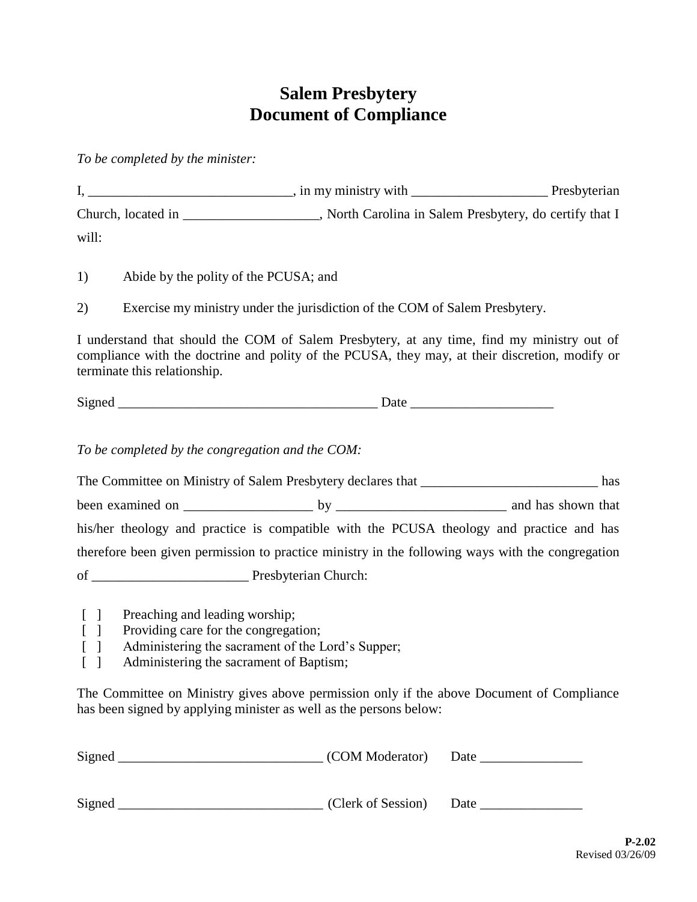# Salem Presbytery
# Document of Compliance

*To be completed by the minister:*

I, ______________________________, in my ministry with ____________________ Presbyterian Church, located in ____________________, North Carolina in Salem Presbytery, do certify that I will:

1) Abide by the polity of the PCUSA; and

2) Exercise my ministry under the jurisdiction of the COM of Salem Presbytery.

I understand that should the COM of Salem Presbytery, at any time, find my ministry out of compliance with the doctrine and polity of the PCUSA, they may, at their discretion, modify or terminate this relationship.

Signed _______________________________________ Date _____________________

*To be completed by the congregation and the COM:*

The Committee on Ministry of Salem Presbytery declares that __________________________ has been examined on ___________________ by _________________________ and has shown that his/her theology and practice is compatible with the PCUSA theology and practice and has therefore been given permission to practice ministry in the following ways with the congregation of ______________________ Presbyterian Church:

[ ] Preaching and leading worship;
[ ] Providing care for the congregation;
[ ] Administering the sacrament of the Lord's Supper;
[ ] Administering the sacrament of Baptism;

The Committee on Ministry gives above permission only if the above Document of Compliance has been signed by applying minister as well as the persons below:

Signed ______________________________ (COM Moderator) Date _______________

Signed ______________________________ (Clerk of Session) Date _______________

**P-2.02**
Revised 03/26/09